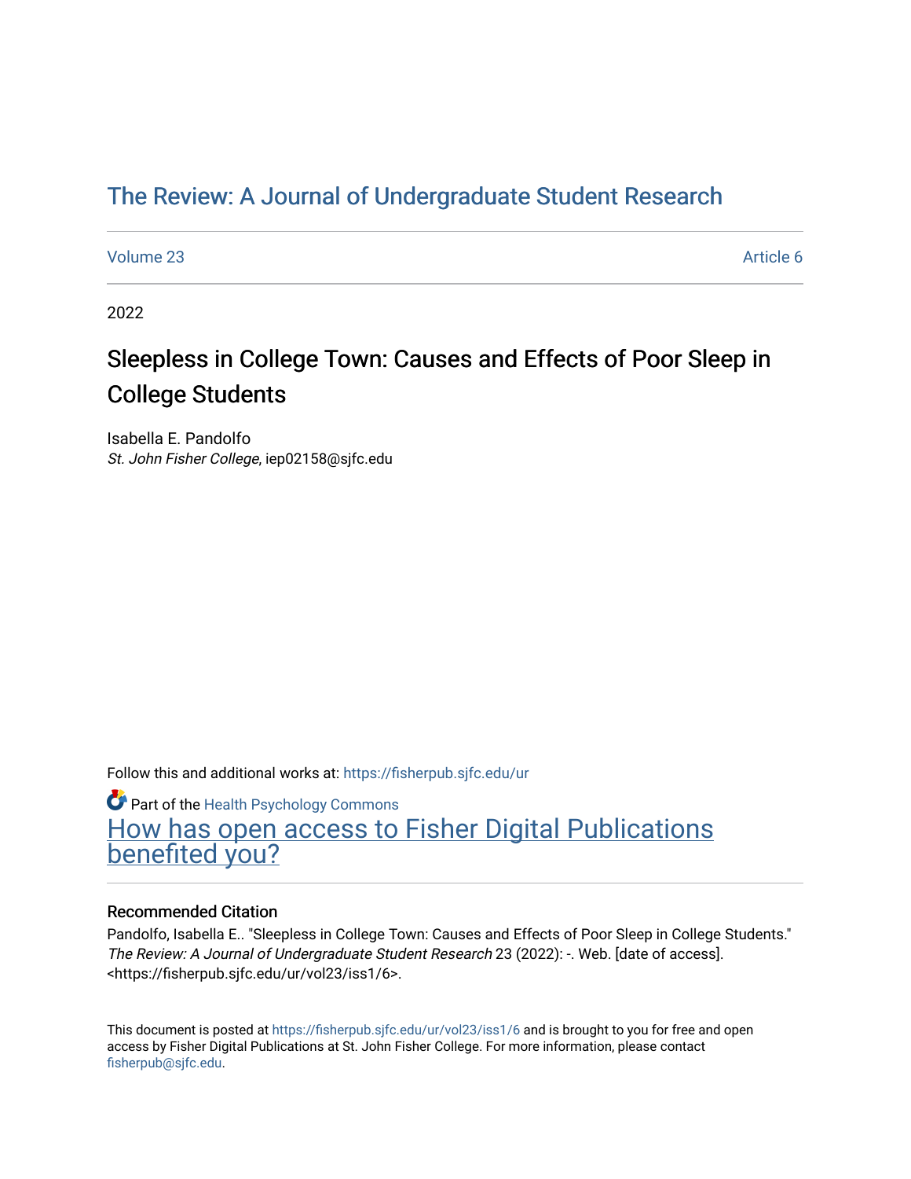# The Review: A Journal of Undergraduate Student Research

Volume 23 | Article 6

2022

## Sleepless in College Town: Causes and Effects of Poor Sleep in College Students

Isabella E. Pandolfo
*St. John Fisher College*, iep02158@sjfc.edu

Follow this and additional works at: https://fisherpub.sjfc.edu/ur

Part of the Health Psychology Commons

How has open access to Fisher Digital Publications benefited you?

### Recommended Citation

Pandolfo, Isabella E.. "Sleepless in College Town: Causes and Effects of Poor Sleep in College Students." *The Review: A Journal of Undergraduate Student Research* 23 (2022): -. Web. [date of access]. <https://fisherpub.sjfc.edu/ur/vol23/iss1/6>.

This document is posted at https://fisherpub.sjfc.edu/ur/vol23/iss1/6 and is brought to you for free and open access by Fisher Digital Publications at St. John Fisher College. For more information, please contact fisherpub@sjfc.edu.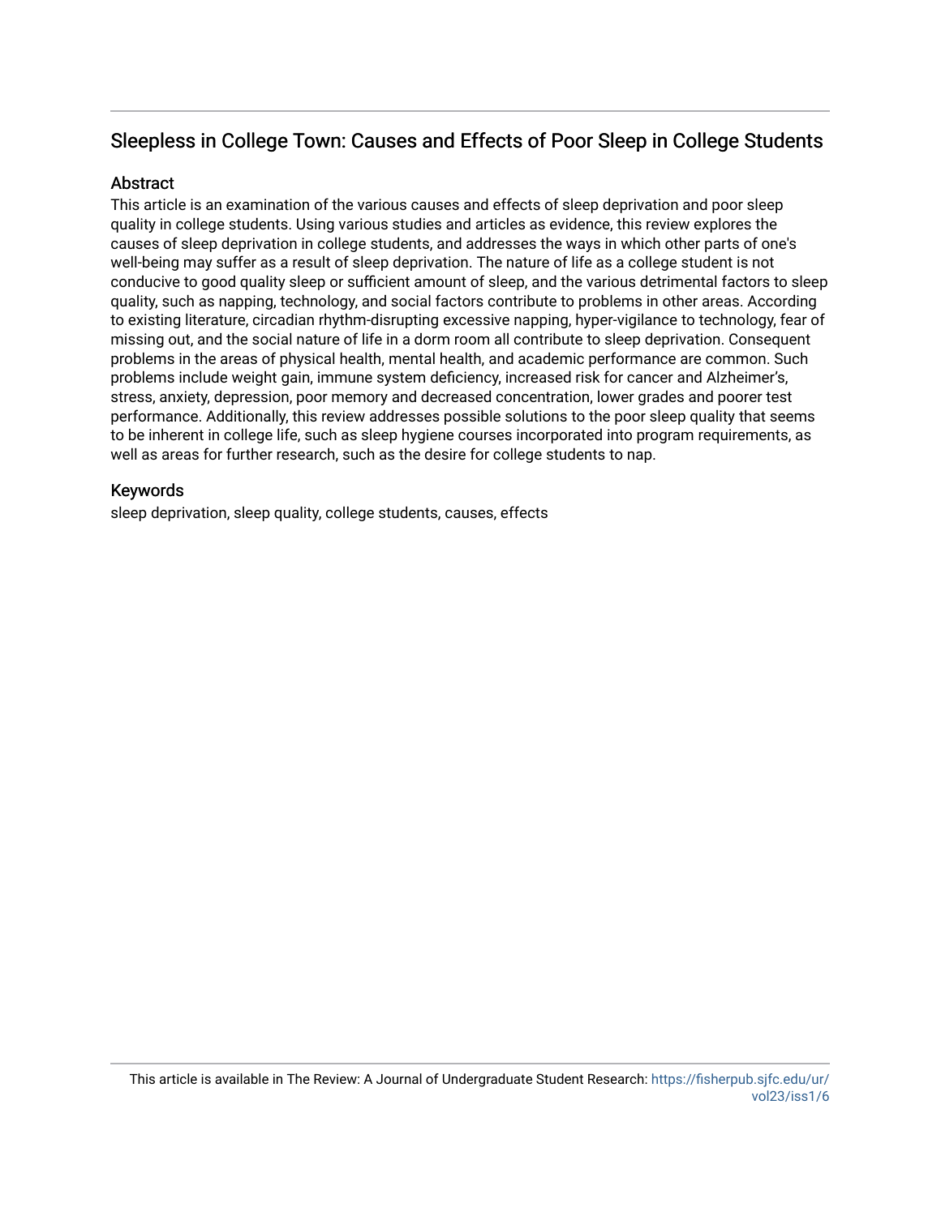## Sleepless in College Town: Causes and Effects of Poor Sleep in College Students

### Abstract

This article is an examination of the various causes and effects of sleep deprivation and poor sleep quality in college students. Using various studies and articles as evidence, this review explores the causes of sleep deprivation in college students, and addresses the ways in which other parts of one's well-being may suffer as a result of sleep deprivation. The nature of life as a college student is not conducive to good quality sleep or sufficient amount of sleep, and the various detrimental factors to sleep quality, such as napping, technology, and social factors contribute to problems in other areas. According to existing literature, circadian rhythm-disrupting excessive napping, hyper-vigilance to technology, fear of missing out, and the social nature of life in a dorm room all contribute to sleep deprivation. Consequent problems in the areas of physical health, mental health, and academic performance are common. Such problems include weight gain, immune system deficiency, increased risk for cancer and Alzheimer's, stress, anxiety, depression, poor memory and decreased concentration, lower grades and poorer test performance. Additionally, this review addresses possible solutions to the poor sleep quality that seems to be inherent in college life, such as sleep hygiene courses incorporated into program requirements, as well as areas for further research, such as the desire for college students to nap.

### Keywords

sleep deprivation, sleep quality, college students, causes, effects

This article is available in The Review: A Journal of Undergraduate Student Research: https://fisherpub.sjfc.edu/ur/vol23/iss1/6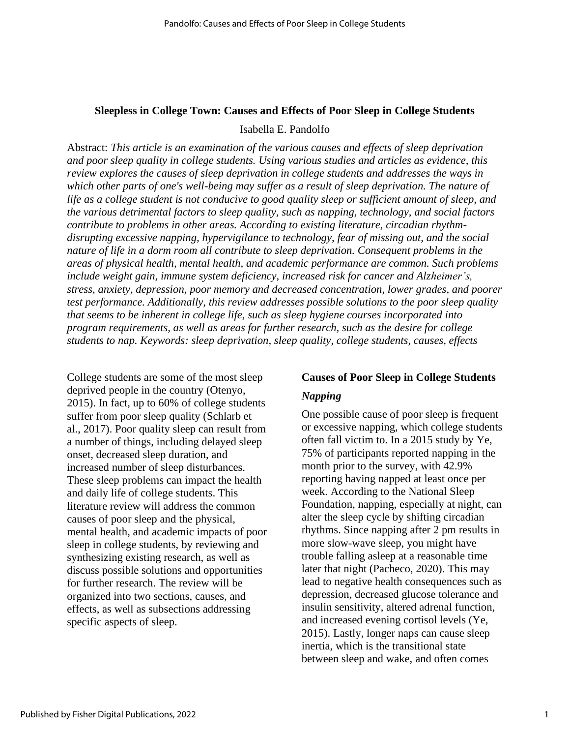# Sleepless in College Town: Causes and Effects of Poor Sleep in College Students

Isabella E. Pandolfo

Abstract: *This article is an examination of the various causes and effects of sleep deprivation and poor sleep quality in college students. Using various studies and articles as evidence, this review explores the causes of sleep deprivation in college students and addresses the ways in which other parts of one's well-being may suffer as a result of sleep deprivation. The nature of life as a college student is not conducive to good quality sleep or sufficient amount of sleep, and the various detrimental factors to sleep quality, such as napping, technology, and social factors contribute to problems in other areas. According to existing literature, circadian rhythm-disrupting excessive napping, hypervigilance to technology, fear of missing out, and the social nature of life in a dorm room all contribute to sleep deprivation. Consequent problems in the areas of physical health, mental health, and academic performance are common. Such problems include weight gain, immune system deficiency, increased risk for cancer and Alzheimer's, stress, anxiety, depression, poor memory and decreased concentration, lower grades, and poorer test performance. Additionally, this review addresses possible solutions to the poor sleep quality that seems to be inherent in college life, such as sleep hygiene courses incorporated into program requirements, as well as areas for further research, such as the desire for college students to nap. Keywords: sleep deprivation, sleep quality, college students, causes, effects*

College students are some of the most sleep deprived people in the country (Otenyo, 2015). In fact, up to 60% of college students suffer from poor sleep quality (Schlarb et al., 2017). Poor quality sleep can result from a number of things, including delayed sleep onset, decreased sleep duration, and increased number of sleep disturbances. These sleep problems can impact the health and daily life of college students. This literature review will address the common causes of poor sleep and the physical, mental health, and academic impacts of poor sleep in college students, by reviewing and synthesizing existing research, as well as discuss possible solutions and opportunities for further research. The review will be organized into two sections, causes, and effects, as well as subsections addressing specific aspects of sleep.

## Causes of Poor Sleep in College Students

### *Napping*

One possible cause of poor sleep is frequent or excessive napping, which college students often fall victim to. In a 2015 study by Ye, 75% of participants reported napping in the month prior to the survey, with 42.9% reporting having napped at least once per week. According to the National Sleep Foundation, napping, especially at night, can alter the sleep cycle by shifting circadian rhythms. Since napping after 2 pm results in more slow-wave sleep, you might have trouble falling asleep at a reasonable time later that night (Pacheco, 2020). This may lead to negative health consequences such as depression, decreased glucose tolerance and insulin sensitivity, altered adrenal function, and increased evening cortisol levels (Ye, 2015). Lastly, longer naps can cause sleep inertia, which is the transitional state between sleep and wake, and often comes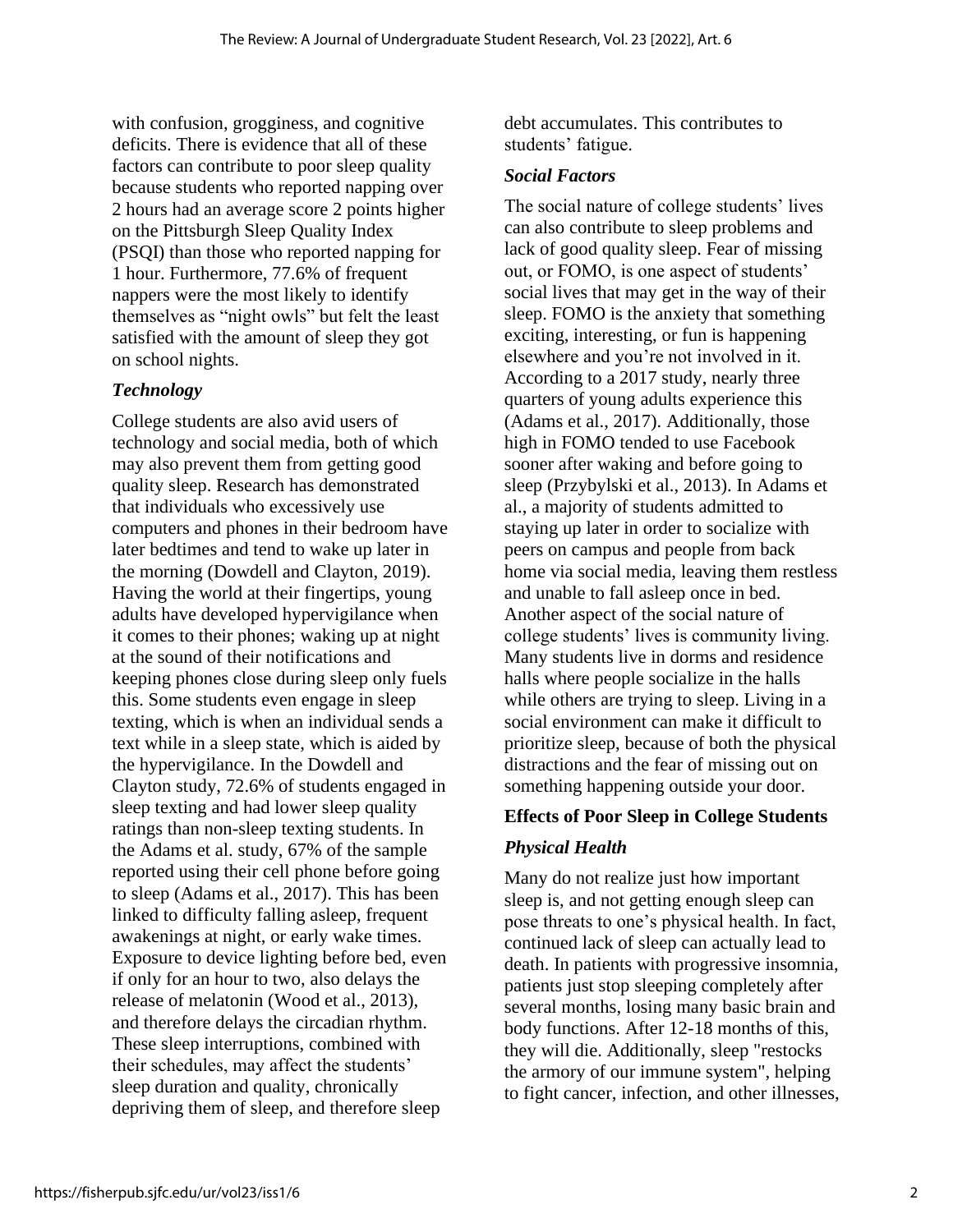with confusion, grogginess, and cognitive deficits. There is evidence that all of these factors can contribute to poor sleep quality because students who reported napping over 2 hours had an average score 2 points higher on the Pittsburgh Sleep Quality Index (PSQI) than those who reported napping for 1 hour. Furthermore, 77.6% of frequent nappers were the most likely to identify themselves as "night owls" but felt the least satisfied with the amount of sleep they got on school nights.

### *Technology*

College students are also avid users of technology and social media, both of which may also prevent them from getting good quality sleep. Research has demonstrated that individuals who excessively use computers and phones in their bedroom have later bedtimes and tend to wake up later in the morning (Dowdell and Clayton, 2019). Having the world at their fingertips, young adults have developed hypervigilance when it comes to their phones; waking up at night at the sound of their notifications and keeping phones close during sleep only fuels this. Some students even engage in sleep texting, which is when an individual sends a text while in a sleep state, which is aided by the hypervigilance. In the Dowdell and Clayton study, 72.6% of students engaged in sleep texting and had lower sleep quality ratings than non-sleep texting students. In the Adams et al. study, 67% of the sample reported using their cell phone before going to sleep (Adams et al., 2017). This has been linked to difficulty falling asleep, frequent awakenings at night, or early wake times. Exposure to device lighting before bed, even if only for an hour to two, also delays the release of melatonin (Wood et al., 2013), and therefore delays the circadian rhythm. These sleep interruptions, combined with their schedules, may affect the students' sleep duration and quality, chronically depriving them of sleep, and therefore sleep debt accumulates. This contributes to students' fatigue.

### *Social Factors*

The social nature of college students' lives can also contribute to sleep problems and lack of good quality sleep. Fear of missing out, or FOMO, is one aspect of students' social lives that may get in the way of their sleep. FOMO is the anxiety that something exciting, interesting, or fun is happening elsewhere and you're not involved in it. According to a 2017 study, nearly three quarters of young adults experience this (Adams et al., 2017). Additionally, those high in FOMO tended to use Facebook sooner after waking and before going to sleep (Przybylski et al., 2013). In Adams et al., a majority of students admitted to staying up later in order to socialize with peers on campus and people from back home via social media, leaving them restless and unable to fall asleep once in bed. Another aspect of the social nature of college students' lives is community living. Many students live in dorms and residence halls where people socialize in the halls while others are trying to sleep. Living in a social environment can make it difficult to prioritize sleep, because of both the physical distractions and the fear of missing out on something happening outside your door.

## **Effects of Poor Sleep in College Students**

### *Physical Health*

Many do not realize just how important sleep is, and not getting enough sleep can pose threats to one's physical health. In fact, continued lack of sleep can actually lead to death. In patients with progressive insomnia, patients just stop sleeping completely after several months, losing many basic brain and body functions. After 12-18 months of this, they will die. Additionally, sleep "restocks the armory of our immune system", helping to fight cancer, infection, and other illnesses,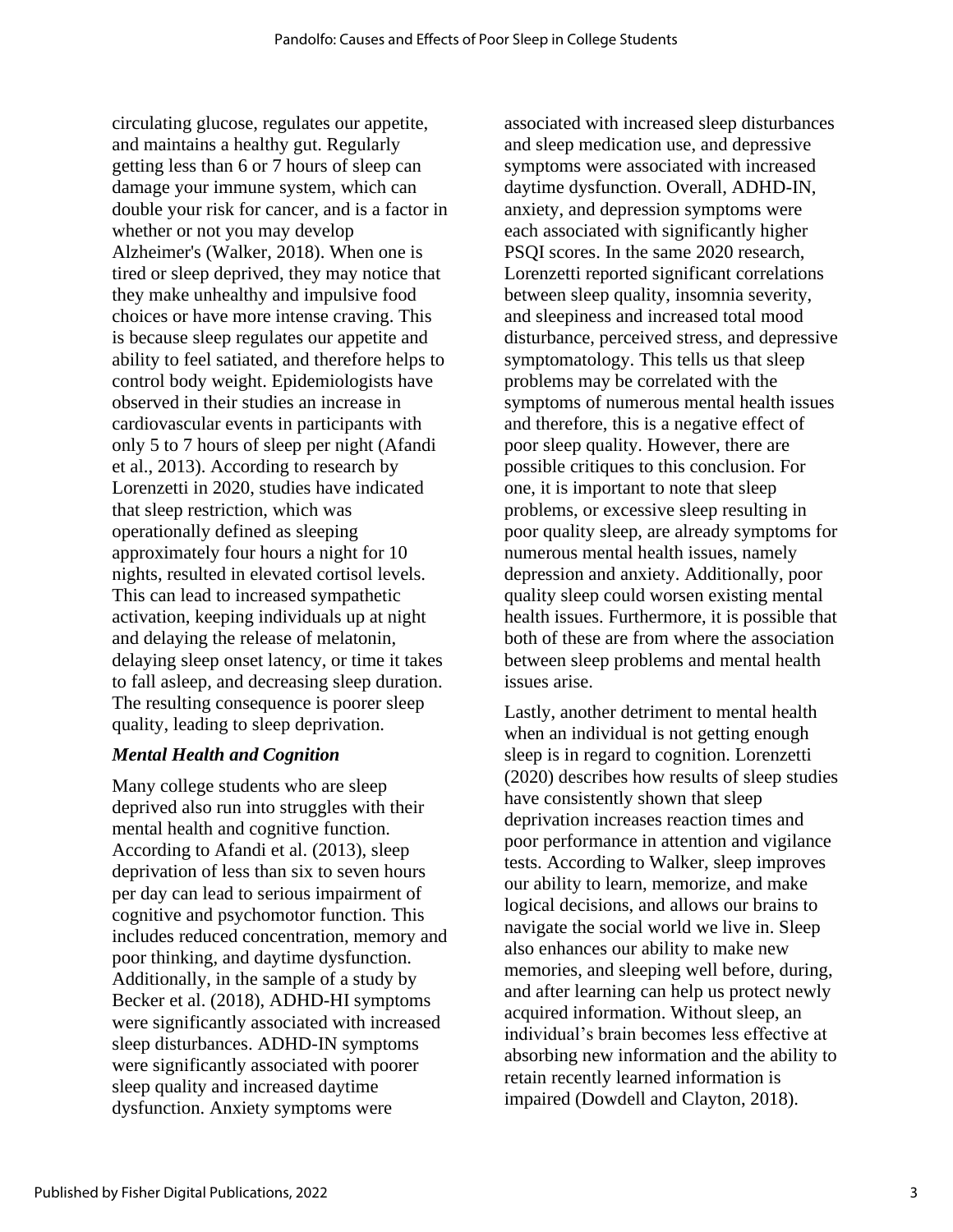circulating glucose, regulates our appetite, and maintains a healthy gut. Regularly getting less than 6 or 7 hours of sleep can damage your immune system, which can double your risk for cancer, and is a factor in whether or not you may develop Alzheimer's (Walker, 2018). When one is tired or sleep deprived, they may notice that they make unhealthy and impulsive food choices or have more intense craving. This is because sleep regulates our appetite and ability to feel satiated, and therefore helps to control body weight. Epidemiologists have observed in their studies an increase in cardiovascular events in participants with only 5 to 7 hours of sleep per night (Afandi et al., 2013). According to research by Lorenzetti in 2020, studies have indicated that sleep restriction, which was operationally defined as sleeping approximately four hours a night for 10 nights, resulted in elevated cortisol levels. This can lead to increased sympathetic activation, keeping individuals up at night and delaying the release of melatonin, delaying sleep onset latency, or time it takes to fall asleep, and decreasing sleep duration. The resulting consequence is poorer sleep quality, leading to sleep deprivation.

### *Mental Health and Cognition*

Many college students who are sleep deprived also run into struggles with their mental health and cognitive function. According to Afandi et al. (2013), sleep deprivation of less than six to seven hours per day can lead to serious impairment of cognitive and psychomotor function. This includes reduced concentration, memory and poor thinking, and daytime dysfunction. Additionally, in the sample of a study by Becker et al. (2018), ADHD-HI symptoms were significantly associated with increased sleep disturbances. ADHD-IN symptoms were significantly associated with poorer sleep quality and increased daytime dysfunction. Anxiety symptoms were associated with increased sleep disturbances and sleep medication use, and depressive symptoms were associated with increased daytime dysfunction. Overall, ADHD-IN, anxiety, and depression symptoms were each associated with significantly higher PSQI scores. In the same 2020 research, Lorenzetti reported significant correlations between sleep quality, insomnia severity, and sleepiness and increased total mood disturbance, perceived stress, and depressive symptomatology. This tells us that sleep problems may be correlated with the symptoms of numerous mental health issues and therefore, this is a negative effect of poor sleep quality. However, there are possible critiques to this conclusion. For one, it is important to note that sleep problems, or excessive sleep resulting in poor quality sleep, are already symptoms for numerous mental health issues, namely depression and anxiety. Additionally, poor quality sleep could worsen existing mental health issues. Furthermore, it is possible that both of these are from where the association between sleep problems and mental health issues arise.

Lastly, another detriment to mental health when an individual is not getting enough sleep is in regard to cognition. Lorenzetti (2020) describes how results of sleep studies have consistently shown that sleep deprivation increases reaction times and poor performance in attention and vigilance tests. According to Walker, sleep improves our ability to learn, memorize, and make logical decisions, and allows our brains to navigate the social world we live in. Sleep also enhances our ability to make new memories, and sleeping well before, during, and after learning can help us protect newly acquired information. Without sleep, an individual's brain becomes less effective at absorbing new information and the ability to retain recently learned information is impaired (Dowdell and Clayton, 2018).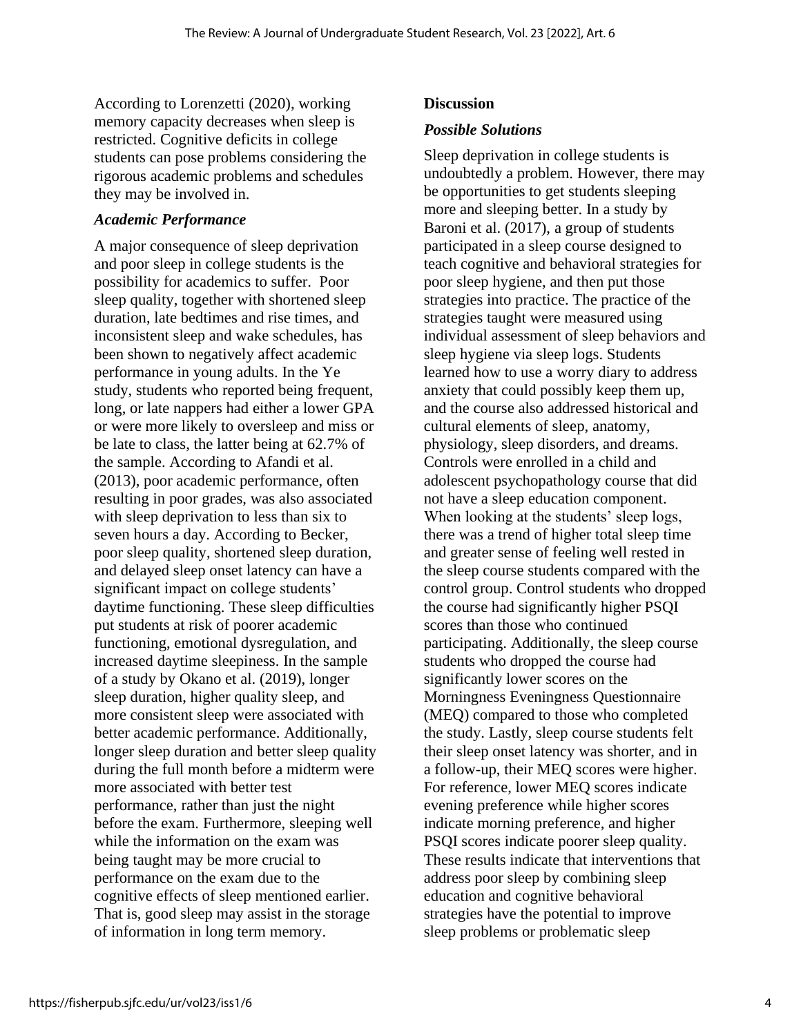According to Lorenzetti (2020), working memory capacity decreases when sleep is restricted. Cognitive deficits in college students can pose problems considering the rigorous academic problems and schedules they may be involved in.

### *Academic Performance*

A major consequence of sleep deprivation and poor sleep in college students is the possibility for academics to suffer. Poor sleep quality, together with shortened sleep duration, late bedtimes and rise times, and inconsistent sleep and wake schedules, has been shown to negatively affect academic performance in young adults. In the Ye study, students who reported being frequent, long, or late nappers had either a lower GPA or were more likely to oversleep and miss or be late to class, the latter being at 62.7% of the sample. According to Afandi et al. (2013), poor academic performance, often resulting in poor grades, was also associated with sleep deprivation to less than six to seven hours a day. According to Becker, poor sleep quality, shortened sleep duration, and delayed sleep onset latency can have a significant impact on college students' daytime functioning. These sleep difficulties put students at risk of poorer academic functioning, emotional dysregulation, and increased daytime sleepiness. In the sample of a study by Okano et al. (2019), longer sleep duration, higher quality sleep, and more consistent sleep were associated with better academic performance. Additionally, longer sleep duration and better sleep quality during the full month before a midterm were more associated with better test performance, rather than just the night before the exam. Furthermore, sleeping well while the information on the exam was being taught may be more crucial to performance on the exam due to the cognitive effects of sleep mentioned earlier. That is, good sleep may assist in the storage of information in long term memory.

## **Discussion**

### *Possible Solutions*

Sleep deprivation in college students is undoubtedly a problem. However, there may be opportunities to get students sleeping more and sleeping better. In a study by Baroni et al. (2017), a group of students participated in a sleep course designed to teach cognitive and behavioral strategies for poor sleep hygiene, and then put those strategies into practice. The practice of the strategies taught were measured using individual assessment of sleep behaviors and sleep hygiene via sleep logs. Students learned how to use a worry diary to address anxiety that could possibly keep them up, and the course also addressed historical and cultural elements of sleep, anatomy, physiology, sleep disorders, and dreams. Controls were enrolled in a child and adolescent psychopathology course that did not have a sleep education component. When looking at the students' sleep logs, there was a trend of higher total sleep time and greater sense of feeling well rested in the sleep course students compared with the control group. Control students who dropped the course had significantly higher PSQI scores than those who continued participating. Additionally, the sleep course students who dropped the course had significantly lower scores on the Morningness Eveningness Questionnaire (MEQ) compared to those who completed the study. Lastly, sleep course students felt their sleep onset latency was shorter, and in a follow-up, their MEQ scores were higher. For reference, lower MEQ scores indicate evening preference while higher scores indicate morning preference, and higher PSQI scores indicate poorer sleep quality. These results indicate that interventions that address poor sleep by combining sleep education and cognitive behavioral strategies have the potential to improve sleep problems or problematic sleep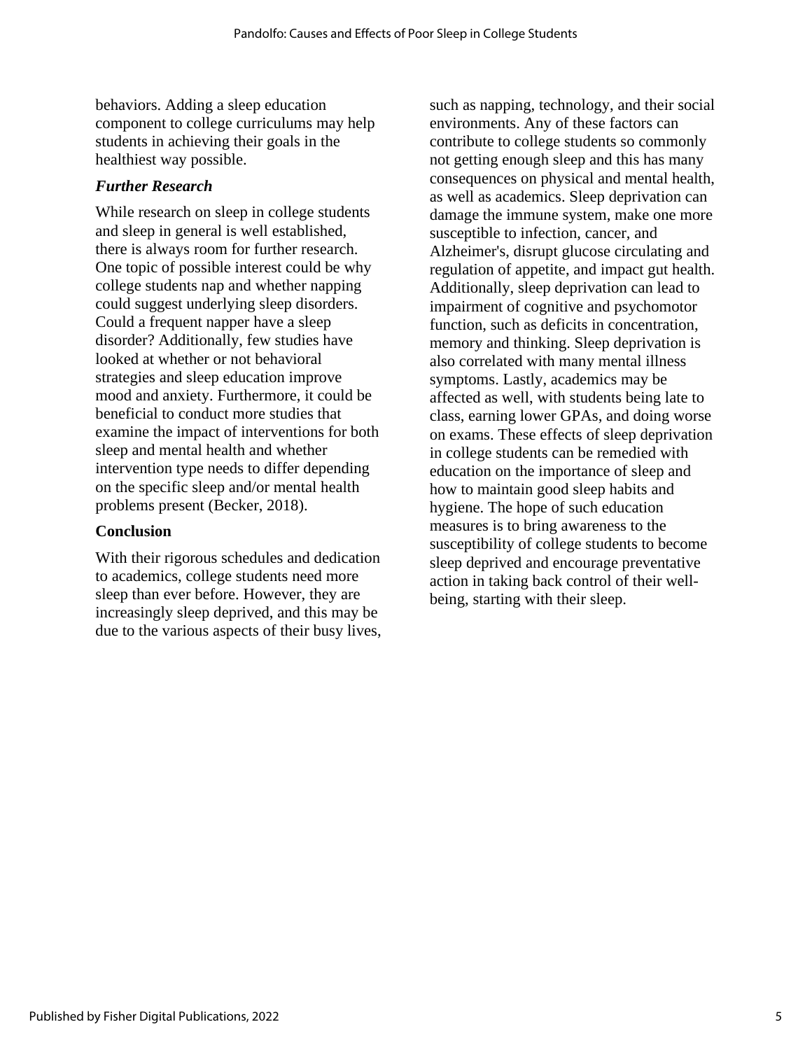behaviors. Adding a sleep education component to college curriculums may help students in achieving their goals in the healthiest way possible.

### *Further Research*

While research on sleep in college students and sleep in general is well established, there is always room for further research. One topic of possible interest could be why college students nap and whether napping could suggest underlying sleep disorders. Could a frequent napper have a sleep disorder? Additionally, few studies have looked at whether or not behavioral strategies and sleep education improve mood and anxiety. Furthermore, it could be beneficial to conduct more studies that examine the impact of interventions for both sleep and mental health and whether intervention type needs to differ depending on the specific sleep and/or mental health problems present (Becker, 2018).

## Conclusion

With their rigorous schedules and dedication to academics, college students need more sleep than ever before. However, they are increasingly sleep deprived, and this may be due to the various aspects of their busy lives, such as napping, technology, and their social environments. Any of these factors can contribute to college students so commonly not getting enough sleep and this has many consequences on physical and mental health, as well as academics. Sleep deprivation can damage the immune system, make one more susceptible to infection, cancer, and Alzheimer's, disrupt glucose circulating and regulation of appetite, and impact gut health. Additionally, sleep deprivation can lead to impairment of cognitive and psychomotor function, such as deficits in concentration, memory and thinking. Sleep deprivation is also correlated with many mental illness symptoms. Lastly, academics may be affected as well, with students being late to class, earning lower GPAs, and doing worse on exams. These effects of sleep deprivation in college students can be remedied with education on the importance of sleep and how to maintain good sleep habits and hygiene. The hope of such education measures is to bring awareness to the susceptibility of college students to become sleep deprived and encourage preventative action in taking back control of their well-being, starting with their sleep.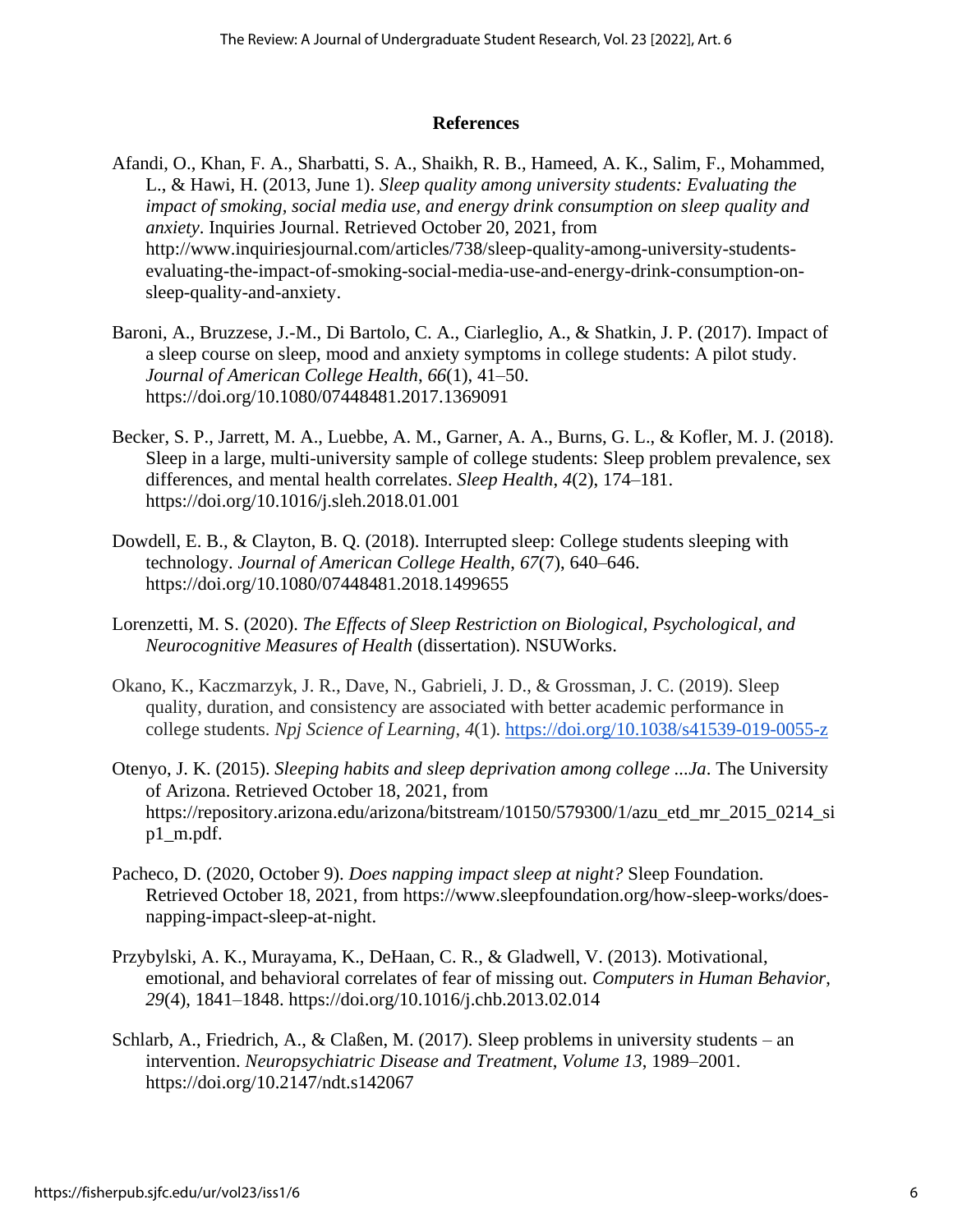## References

Afandi, O., Khan, F. A., Sharbatti, S. A., Shaikh, R. B., Hameed, A. K., Salim, F., Mohammed, L., & Hawi, H. (2013, June 1). *Sleep quality among university students: Evaluating the impact of smoking, social media use, and energy drink consumption on sleep quality and anxiety*. Inquiries Journal. Retrieved October 20, 2021, from http://www.inquiriesjournal.com/articles/738/sleep-quality-among-university-students-evaluating-the-impact-of-smoking-social-media-use-and-energy-drink-consumption-on-sleep-quality-and-anxiety.

Baroni, A., Bruzzese, J.-M., Di Bartolo, C. A., Ciarleglio, A., & Shatkin, J. P. (2017). Impact of a sleep course on sleep, mood and anxiety symptoms in college students: A pilot study. *Journal of American College Health*, *66*(1), 41–50. https://doi.org/10.1080/07448481.2017.1369091

Becker, S. P., Jarrett, M. A., Luebbe, A. M., Garner, A. A., Burns, G. L., & Kofler, M. J. (2018). Sleep in a large, multi-university sample of college students: Sleep problem prevalence, sex differences, and mental health correlates. *Sleep Health*, *4*(2), 174–181. https://doi.org/10.1016/j.sleh.2018.01.001

Dowdell, E. B., & Clayton, B. Q. (2018). Interrupted sleep: College students sleeping with technology. *Journal of American College Health*, *67*(7), 640–646. https://doi.org/10.1080/07448481.2018.1499655

Lorenzetti, M. S. (2020). *The Effects of Sleep Restriction on Biological, Psychological, and Neurocognitive Measures of Health* (dissertation). NSUWorks.

Okano, K., Kaczmarzyk, J. R., Dave, N., Gabrieli, J. D., & Grossman, J. C. (2019). Sleep quality, duration, and consistency are associated with better academic performance in college students. *Npj Science of Learning*, *4*(1). https://doi.org/10.1038/s41539-019-0055-z

Otenyo, J. K. (2015). *Sleeping habits and sleep deprivation among college ...Ja*. The University of Arizona. Retrieved October 18, 2021, from https://repository.arizona.edu/arizona/bitstream/10150/579300/1/azu_etd_mr_2015_0214_sip1_m.pdf.

Pacheco, D. (2020, October 9). *Does napping impact sleep at night?* Sleep Foundation. Retrieved October 18, 2021, from https://www.sleepfoundation.org/how-sleep-works/does-napping-impact-sleep-at-night.

Przybylski, A. K., Murayama, K., DeHaan, C. R., & Gladwell, V. (2013). Motivational, emotional, and behavioral correlates of fear of missing out. *Computers in Human Behavior*, *29*(4), 1841–1848. https://doi.org/10.1016/j.chb.2013.02.014

Schlarb, A., Friedrich, A., & Claßen, M. (2017). Sleep problems in university students – an intervention. *Neuropsychiatric Disease and Treatment*, *Volume 13*, 1989–2001. https://doi.org/10.2147/ndt.s142067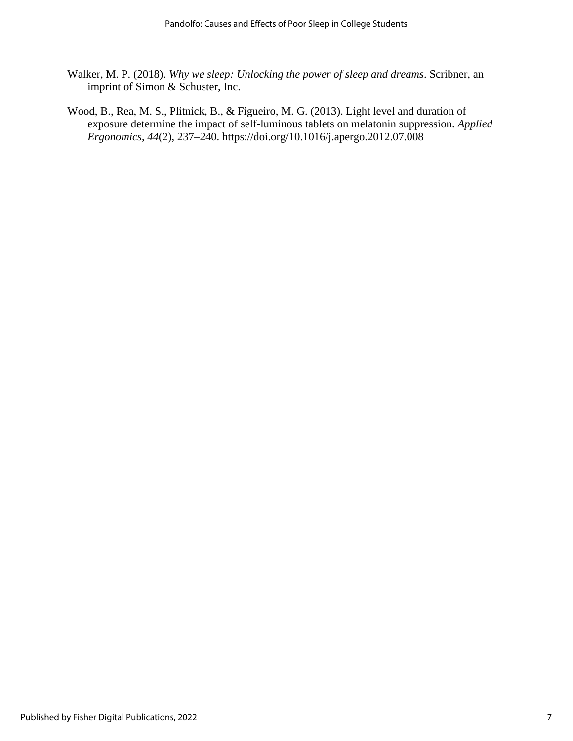Walker, M. P. (2018). *Why we sleep: Unlocking the power of sleep and dreams*. Scribner, an imprint of Simon & Schuster, Inc.

Wood, B., Rea, M. S., Plitnick, B., & Figueiro, M. G. (2013). Light level and duration of exposure determine the impact of self-luminous tablets on melatonin suppression. *Applied Ergonomics*, *44*(2), 237–240. https://doi.org/10.1016/j.apergo.2012.07.008